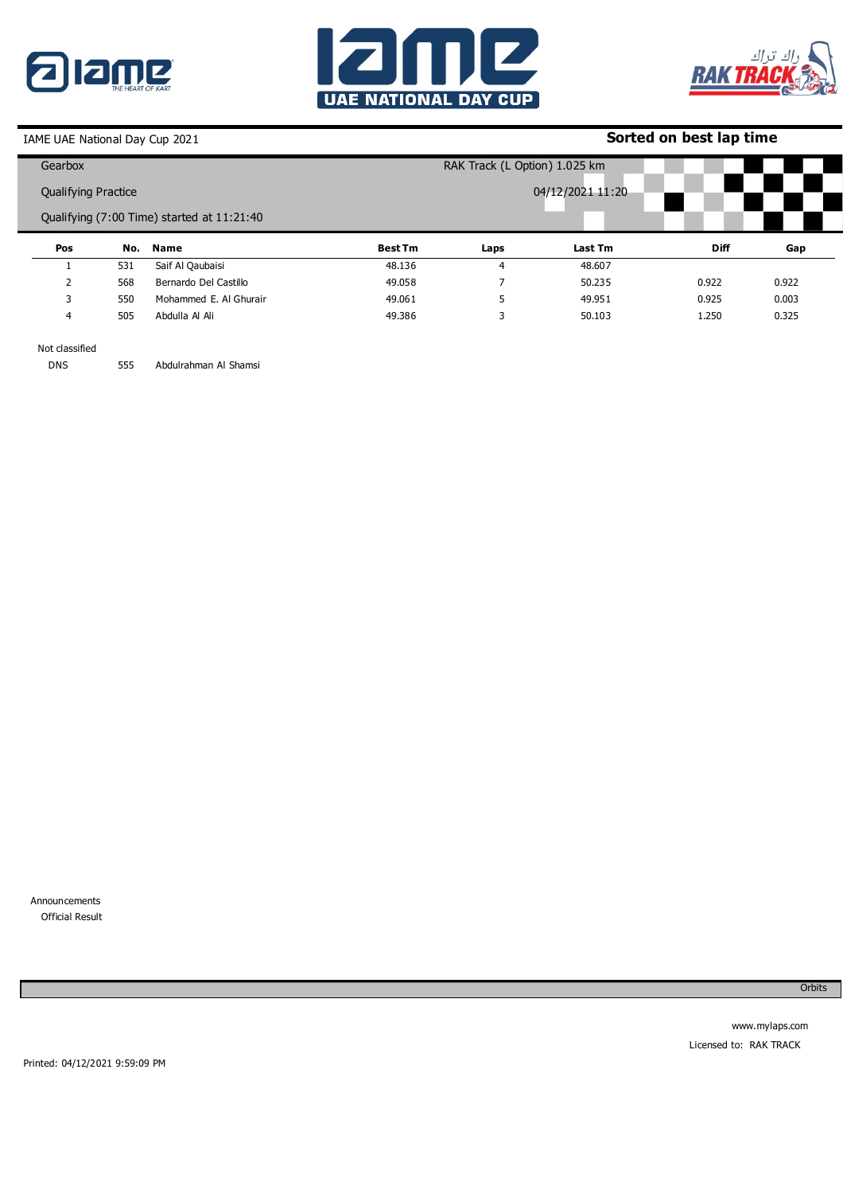IAME UAE National Day Cup 2021

**Sorted on best lap time**

Gearbox

RAK Track (L Option) 1.025 km

Qualifying Practice

04/12/2021 11:20

Qualifying (7:00 Time) started at 11:21:40

| Pos | No. | Name | Best Tm | Laps | Last Tm | Diff | Gap |
|---|---|---|---|---|---|---|---|
| 1 | 531 | Saif Al Qaubaisi | 48.136 | 4 | 48.607 | | |
| 2 | 568 | Bernardo Del Castillo | 49.058 | 7 | 50.235 | 0.922 | 0.922 |
| 3 | 550 | Mohammed E. Al Ghurair | 49.061 | 5 | 49.951 | 0.925 | 0.003 |
| 4 | 505 | Abdulla Al Ali | 49.386 | 3 | 50.103 | 1.250 | 0.325 |

Not classified

| | | |
|---|---|---|
| DNS | 555 | Abdulrahman Al Shamsi |

Announcements

Official Result

Orbits

www.mylaps.com

Licensed to: RAK TRACK

Printed: 04/12/2021 9:59:09 PM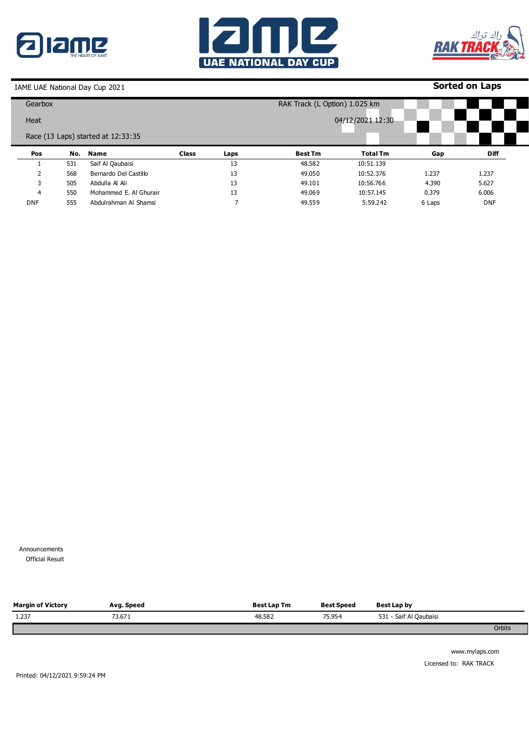IAME UAE National Day Cup 2021

**Sorted on Laps**

Gearbox

RAK Track (L Option) 1.025 km

Heat

04/12/2021 12:30

Race (13 Laps) started at 12:33:35

| Pos | No. | Name | Class | Laps | Best Tm | Total Tm | Gap | Diff |
|---|---|---|---|---|---|---|---|---|
| 1 | 531 | Saif Al Qaubaisi | | 13 | 48.582 | 10:51.139 | | |
| 2 | 568 | Bernardo Del Castillo | | 13 | 49.050 | 10:52.376 | 1.237 | 1.237 |
| 3 | 505 | Abdulla Al Ali | | 13 | 49.101 | 10:56.766 | 4.390 | 5.627 |
| 4 | 550 | Mohammed E. Al Ghurair | | 13 | 49.069 | 10:57.145 | 0.379 | 6.006 |
| DNF | 555 | Abdulrahman Al Shamsi | | 7 | 49.559 | 5:59.242 | 6 Laps | DNF |

Announcements

Official Result

| Margin of Victory | Avg. Speed | Best Lap Tm | Best Speed | Best Lap by |
|---|---|---|---|---|
| 1.237 | 73.671 | 48.582 | 75.954 | 531 - Saif Al Qaubaisi |

Orbits

www.mylaps.com

Licensed to: RAK TRACK

Printed: 04/12/2021 9:59:24 PM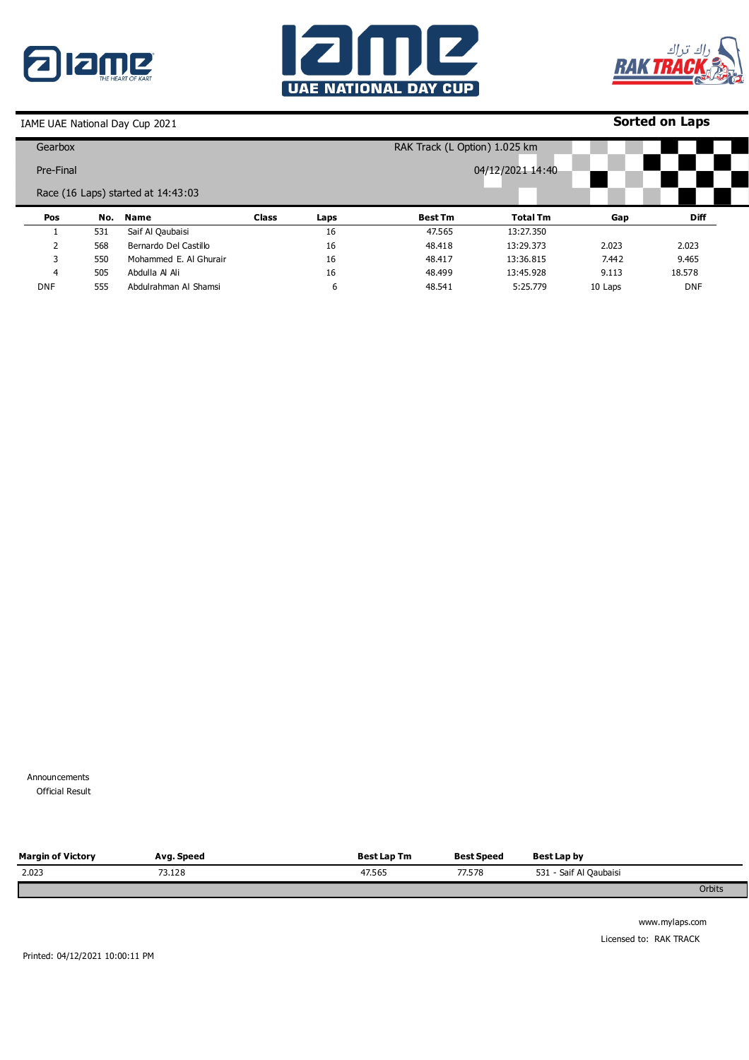IAME UAE National Day Cup 2021

**Sorted on Laps**

Gearbox

Pre-Final

Race (16 Laps) started at 14:43:03

RAK Track (L Option) 1.025 km

04/12/2021 14:40

| Pos | No. | Name | Class | Laps | Best Tm | Total Tm | Gap | Diff |
|---|---|---|---|---|---|---|---|---|
| 1 | 531 | Saif Al Qaubaisi | | 16 | 47.565 | 13:27.350 | | |
| 2 | 568 | Bernardo Del Castillo | | 16 | 48.418 | 13:29.373 | 2.023 | 2.023 |
| 3 | 550 | Mohammed E. Al Ghurair | | 16 | 48.417 | 13:36.815 | 7.442 | 9.465 |
| 4 | 505 | Abdulla Al Ali | | 16 | 48.499 | 13:45.928 | 9.113 | 18.578 |
| DNF | 555 | Abdulrahman Al Shamsi | | 6 | 48.541 | 5:25.779 | 10 Laps | DNF |

Announcements

Official Result

| Margin of Victory | Avg. Speed | Best Lap Tm | Best Speed | Best Lap by |
|---|---|---|---|---|
| 2.023 | 73.128 | 47.565 | 77.578 | 531 - Saif Al Qaubaisi |

Orbits

www.mylaps.com

Licensed to: RAK TRACK

Printed: 04/12/2021 10:00:11 PM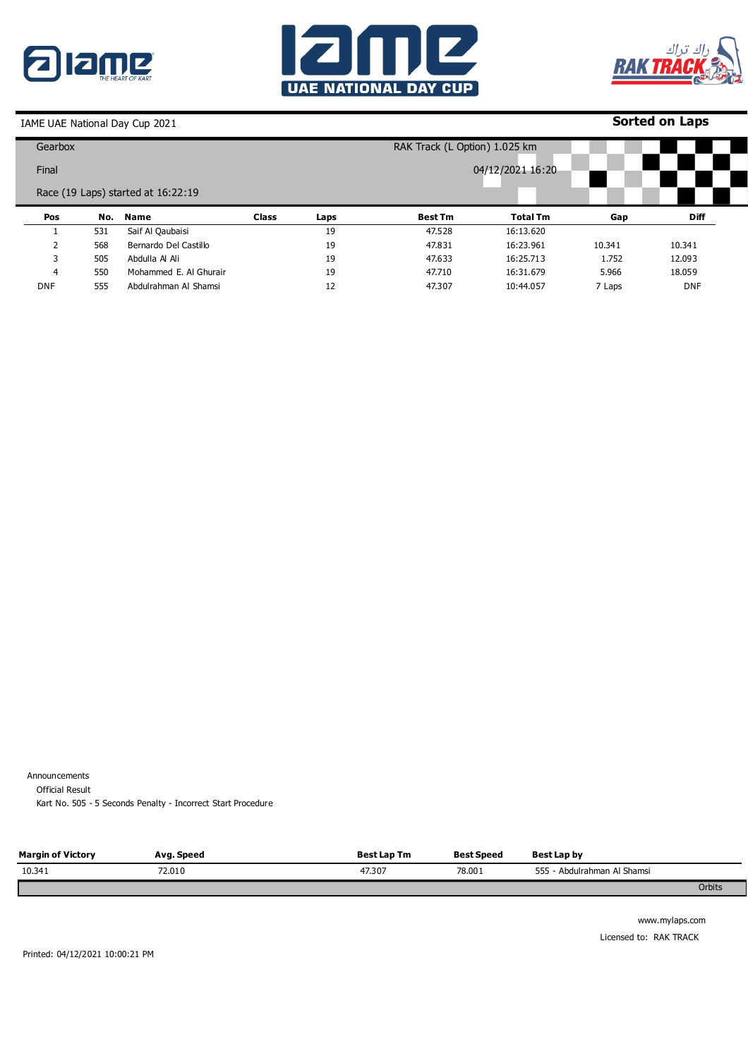IAME UAE National Day Cup 2021

**Sorted on Laps**

Gearbox

Final

Race (19 Laps) started at 16:22:19

RAK Track (L Option) 1.025 km

04/12/2021 16:20

| Pos | No. | Name | Class | Laps | Best Tm | Total Tm | Gap | Diff |
|---|---|---|---|---|---|---|---|---|
| 1 | 531 | Saif Al Qaubaisi | | 19 | 47.528 | 16:13.620 | | |
| 2 | 568 | Bernardo Del Castillo | | 19 | 47.831 | 16:23.961 | 10.341 | 10.341 |
| 3 | 505 | Abdulla Al Ali | | 19 | 47.633 | 16:25.713 | 1.752 | 12.093 |
| 4 | 550 | Mohammed E. Al Ghurair | | 19 | 47.710 | 16:31.679 | 5.966 | 18.059 |
| DNF | 555 | Abdulrahman Al Shamsi | | 12 | 47.307 | 10:44.057 | 7 Laps | DNF |

Announcements

Official Result

Kart No. 505 - 5 Seconds Penalty - Incorrect Start Procedure

| Margin of Victory | Avg. Speed | Best Lap Tm | Best Speed | Best Lap by |
|---|---|---|---|---|
| 10.341 | 72.010 | 47.307 | 78.001 | 555 - Abdulrahman Al Shamsi |

Orbits

www.mylaps.com

Licensed to: RAK TRACK

Printed: 04/12/2021 10:00:21 PM